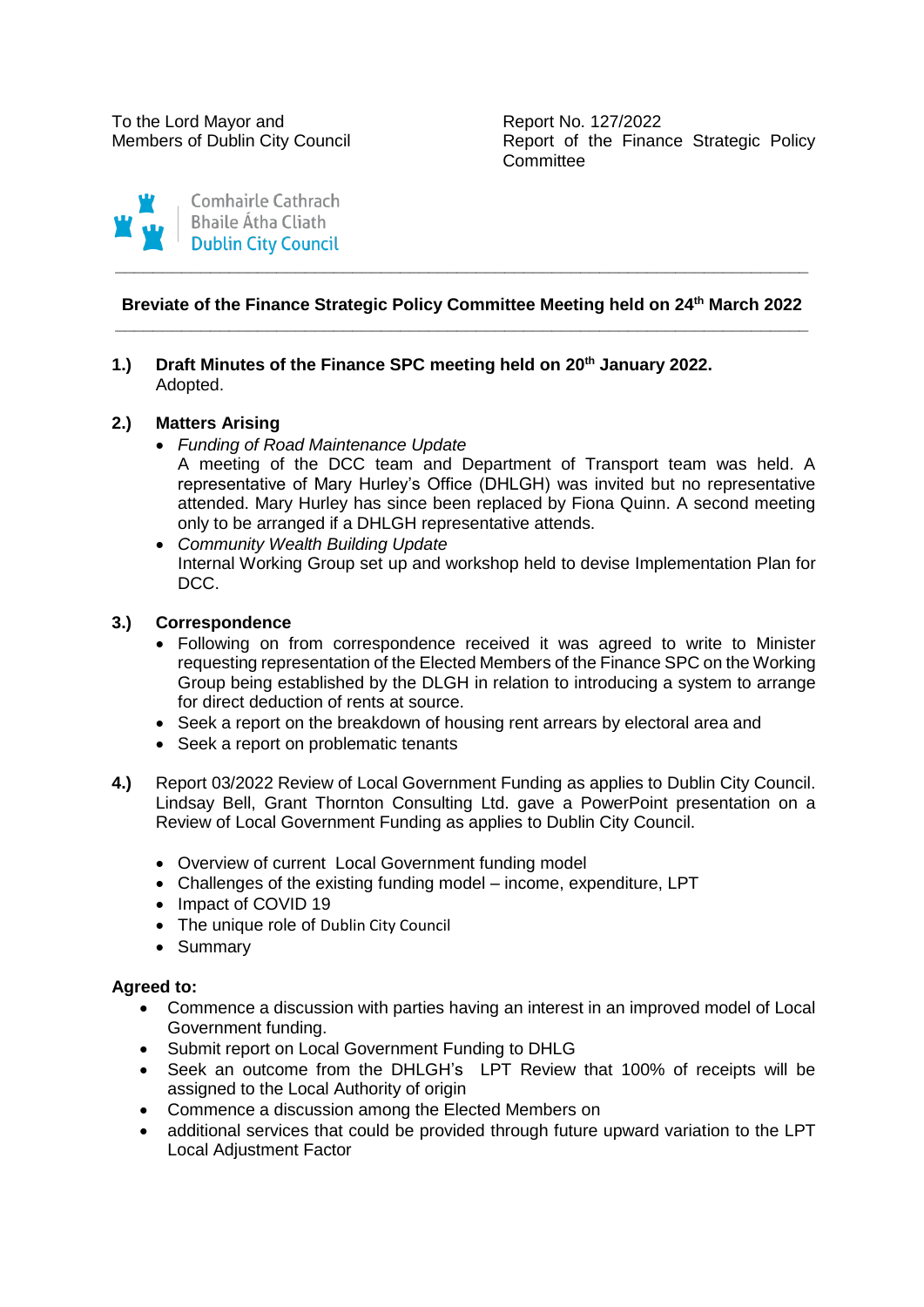To the Lord Mayor and
Members of Dublin City Council

Report No. 127/2022
Report of the Finance Strategic Policy Committee

Comhairle Cathrach
Bhaile Átha Cliath
Dublin City Council

---

**Breviate of the Finance Strategic Policy Committee Meeting held on 24th March 2022**

---

**1.) Draft Minutes of the Finance SPC meeting held on 20th January 2022.**
Adopted.

**2.) Matters Arising**

- *Funding of Road Maintenance Update*
  A meeting of the DCC team and Department of Transport team was held. A representative of Mary Hurley's Office (DHLGH) was invited but no representative attended. Mary Hurley has since been replaced by Fiona Quinn. A second meeting only to be arranged if a DHLGH representative attends.
- *Community Wealth Building Update*
  Internal Working Group set up and workshop held to devise Implementation Plan for DCC.

**3.) Correspondence**

- Following on from correspondence received it was agreed to write to Minister requesting representation of the Elected Members of the Finance SPC on the Working Group being established by the DLGH in relation to introducing a system to arrange for direct deduction of rents at source.
- Seek a report on the breakdown of housing rent arrears by electoral area and
- Seek a report on problematic tenants

**4.)** Report 03/2022 Review of Local Government Funding as applies to Dublin City Council.
Lindsay Bell, Grant Thornton Consulting Ltd. gave a PowerPoint presentation on a Review of Local Government Funding as applies to Dublin City Council.

- Overview of current Local Government funding model
- Challenges of the existing funding model – income, expenditure, LPT
- Impact of COVID 19
- The unique role of Dublin City Council
- Summary

**Agreed to:**

- Commence a discussion with parties having an interest in an improved model of Local Government funding.
- Submit report on Local Government Funding to DHLG
- Seek an outcome from the DHLGH's LPT Review that 100% of receipts will be assigned to the Local Authority of origin
- Commence a discussion among the Elected Members on
- additional services that could be provided through future upward variation to the LPT Local Adjustment Factor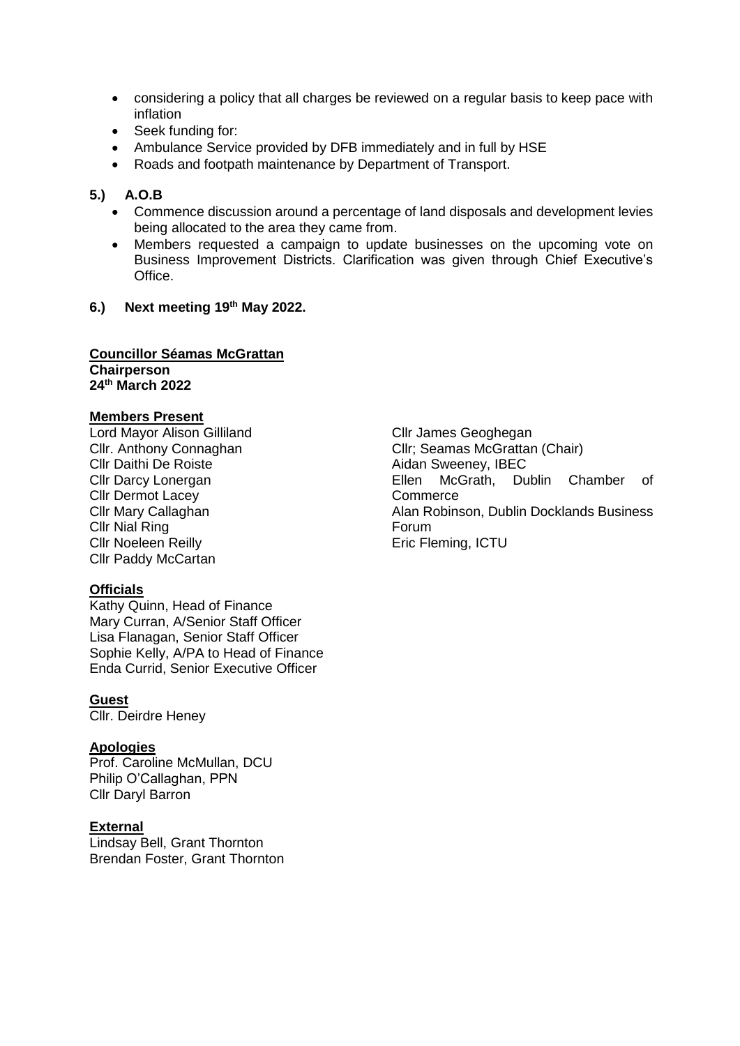- considering a policy that all charges be reviewed on a regular basis to keep pace with inflation
- Seek funding for:
- Ambulance Service provided by DFB immediately and in full by HSE
- Roads and footpath maintenance by Department of Transport.

**5.) A.O.B**

- Commence discussion around a percentage of land disposals and development levies being allocated to the area they came from.
- Members requested a campaign to update businesses on the upcoming vote on Business Improvement Districts. Clarification was given through Chief Executive's Office.

**6.) Next meeting 19th May 2022.**

**Councillor Séamas McGrattan**
**Chairperson**
**24th March 2022**

**Members Present**

Lord Mayor Alison Gilliland
Cllr. Anthony Connaghan
Cllr Daithi De Roiste
Cllr Darcy Lonergan
Cllr Dermot Lacey
Cllr Mary Callaghan
Cllr Nial Ring
Cllr Noeleen Reilly
Cllr Paddy McCartan
Cllr James Geoghegan
Cllr; Seamas McGrattan (Chair)
Aidan Sweeney, IBEC
Ellen McGrath, Dublin Chamber of Commerce
Alan Robinson, Dublin Docklands Business Forum
Eric Fleming, ICTU

**Officials**

Kathy Quinn, Head of Finance
Mary Curran, A/Senior Staff Officer
Lisa Flanagan, Senior Staff Officer
Sophie Kelly, A/PA to Head of Finance
Enda Currid, Senior Executive Officer

**Guest**

Cllr. Deirdre Heney

**Apologies**

Prof. Caroline McMullan, DCU
Philip O'Callaghan, PPN
Cllr Daryl Barron

**External**

Lindsay Bell, Grant Thornton
Brendan Foster, Grant Thornton